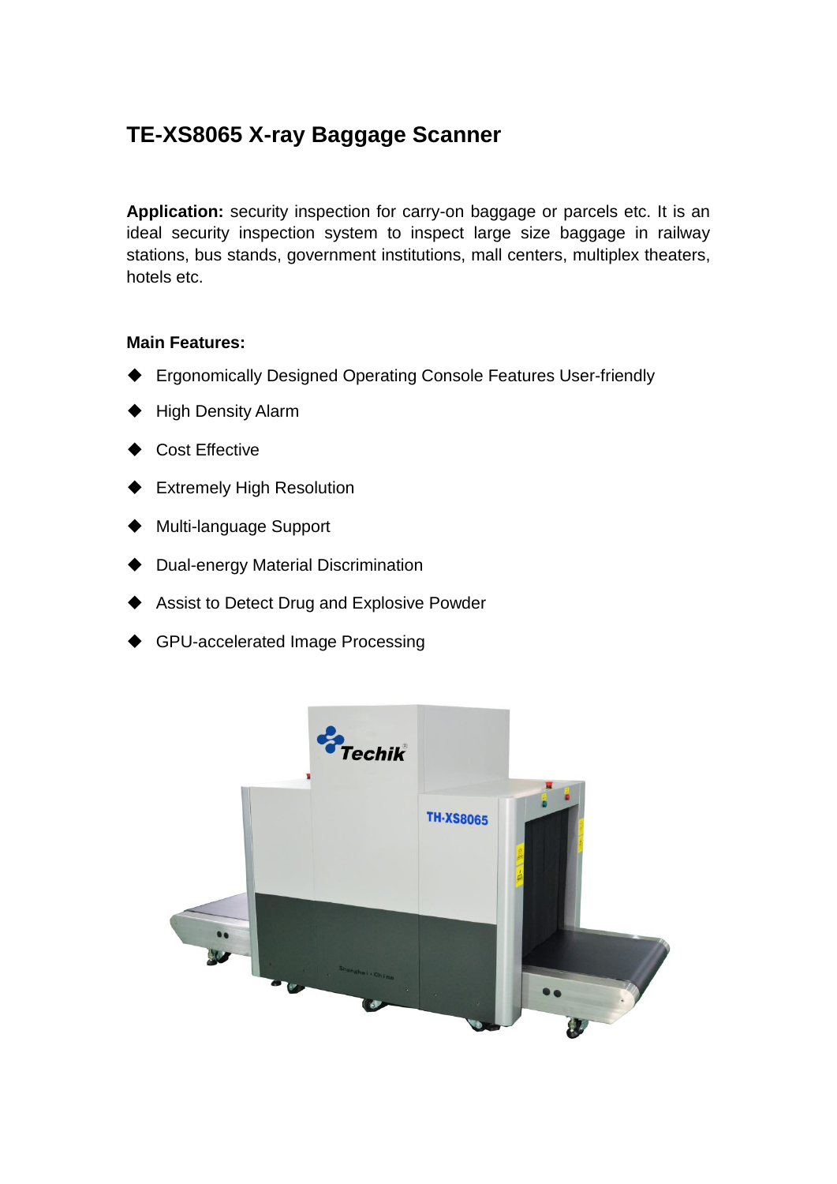# TE-XS8065 X-ray Baggage Scanner

**Application:** security inspection for carry-on baggage or parcels etc. It is an ideal security inspection system to inspect large size baggage in railway stations, bus stands, government institutions, mall centers, multiplex theaters, hotels etc.

**Main Features:**

- Ergonomically Designed Operating Console Features User-friendly
- High Density Alarm
- Cost Effective
- Extremely High Resolution
- Multi-language Support
- Dual-energy Material Discrimination
- Assist to Detect Drug and Explosive Powder
- GPU-accelerated Image Processing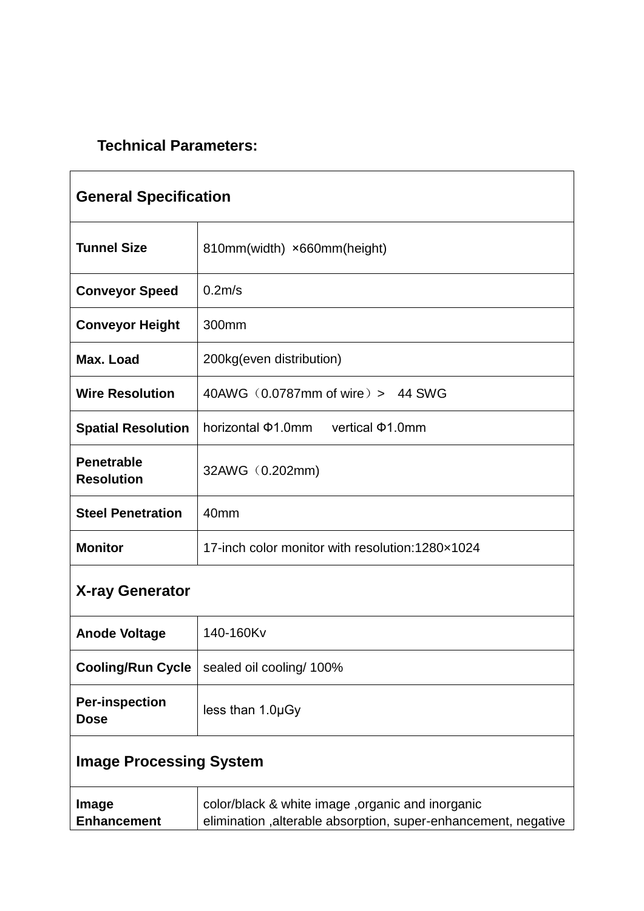**Technical Parameters:**

| General Specification | |
|---|---|
| **Tunnel Size** | 810mm(width) ×660mm(height) |
| **Conveyor Speed** | 0.2m/s |
| **Conveyor Height** | 300mm |
| **Max. Load** | 200kg(even distribution) |
| **Wire Resolution** | 40AWG（0.0787mm of wire）> 44 SWG |
| **Spatial Resolution** | horizontal Φ1.0mm vertical Φ1.0mm |
| **Penetrable Resolution** | 32AWG（0.202mm) |
| **Steel Penetration** | 40mm |
| **Monitor** | 17-inch color monitor with resolution:1280×1024 |
| **X-ray Generator** | |
| **Anode Voltage** | 140-160Kv |
| **Cooling/Run Cycle** | sealed oil cooling/ 100% |
| **Per-inspection Dose** | less than 1.0μGy |
| **Image Processing System** | |
| **Image Enhancement** | color/black & white image ,organic and inorganic elimination ,alterable absorption, super-enhancement, negative |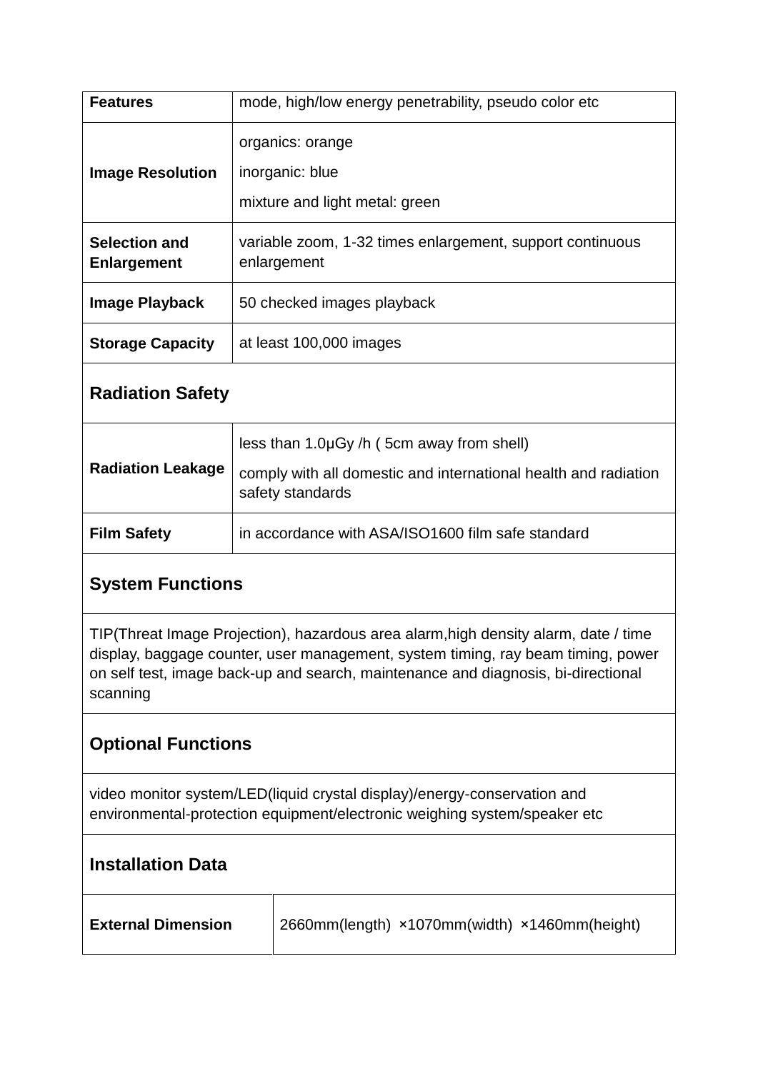| | |
|---|---|
| **Features** | mode, high/low energy penetrability, pseudo color etc |
| **Image Resolution** | organics: orange<br>inorganic: blue<br>mixture and light metal: green |
| **Selection and Enlargement** | variable zoom, 1-32 times enlargement, support continuous enlargement |
| **Image Playback** | 50 checked images playback |
| **Storage Capacity** | at least 100,000 images |
| **Radiation Safety** | |
| **Radiation Leakage** | less than 1.0μGy /h ( 5cm away from shell)<br>comply with all domestic and international health and radiation safety standards |
| **Film Safety** | in accordance with ASA/ISO1600 film safe standard |
| **System Functions** | |
| TIP(Threat Image Projection), hazardous area alarm,high density alarm, date / time display, baggage counter, user management, system timing, ray beam timing, power on self test, image back-up and search, maintenance and diagnosis, bi-directional scanning | |
| **Optional Functions** | |
| video monitor system/LED(liquid crystal display)/energy-conservation and environmental-protection equipment/electronic weighing system/speaker etc | |
| **Installation Data** | |
| **External Dimension** | 2660mm(length) ×1070mm(width) ×1460mm(height) |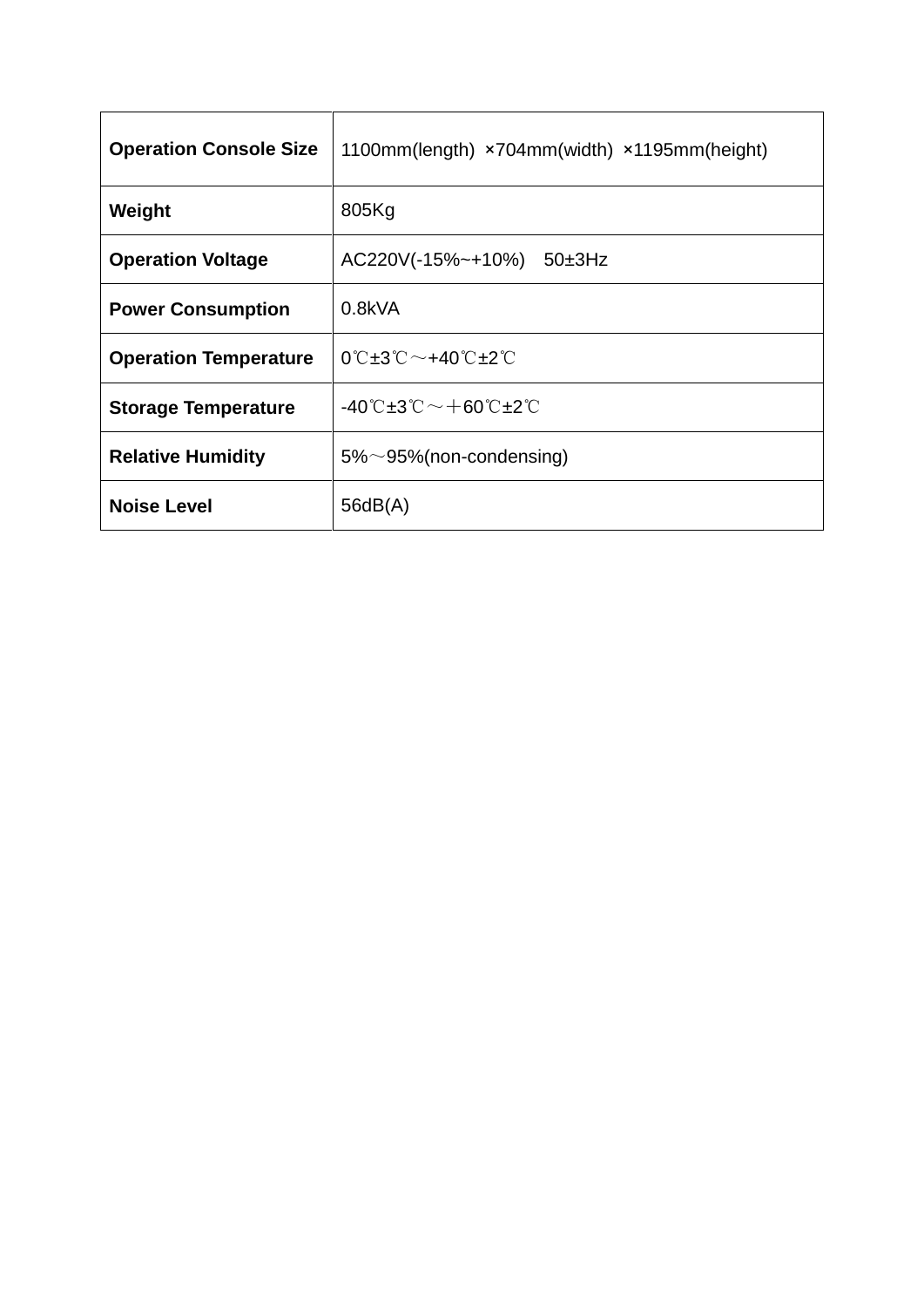| | |
|---|---|
| **Operation Console Size** | 1100mm(length) ×704mm(width) ×1195mm(height) |
| **Weight** | 805Kg |
| **Operation Voltage** | AC220V(-15%~+10%)　50±3Hz |
| **Power Consumption** | 0.8kVA |
| **Operation Temperature** | 0℃±3℃～+40℃±2℃ |
| **Storage Temperature** | -40℃±3℃～＋60℃±2℃ |
| **Relative Humidity** | 5%～95%(non-condensing) |
| **Noise Level** | 56dB(A) |